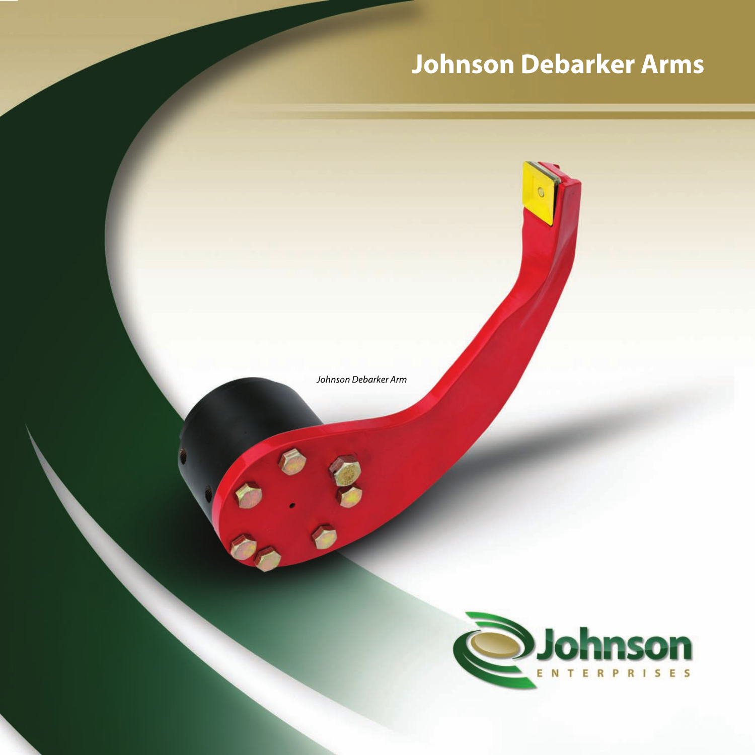# Johnson Debarker Arms

*Johnson Debarker Arm*

Johnson
ENTERPRISES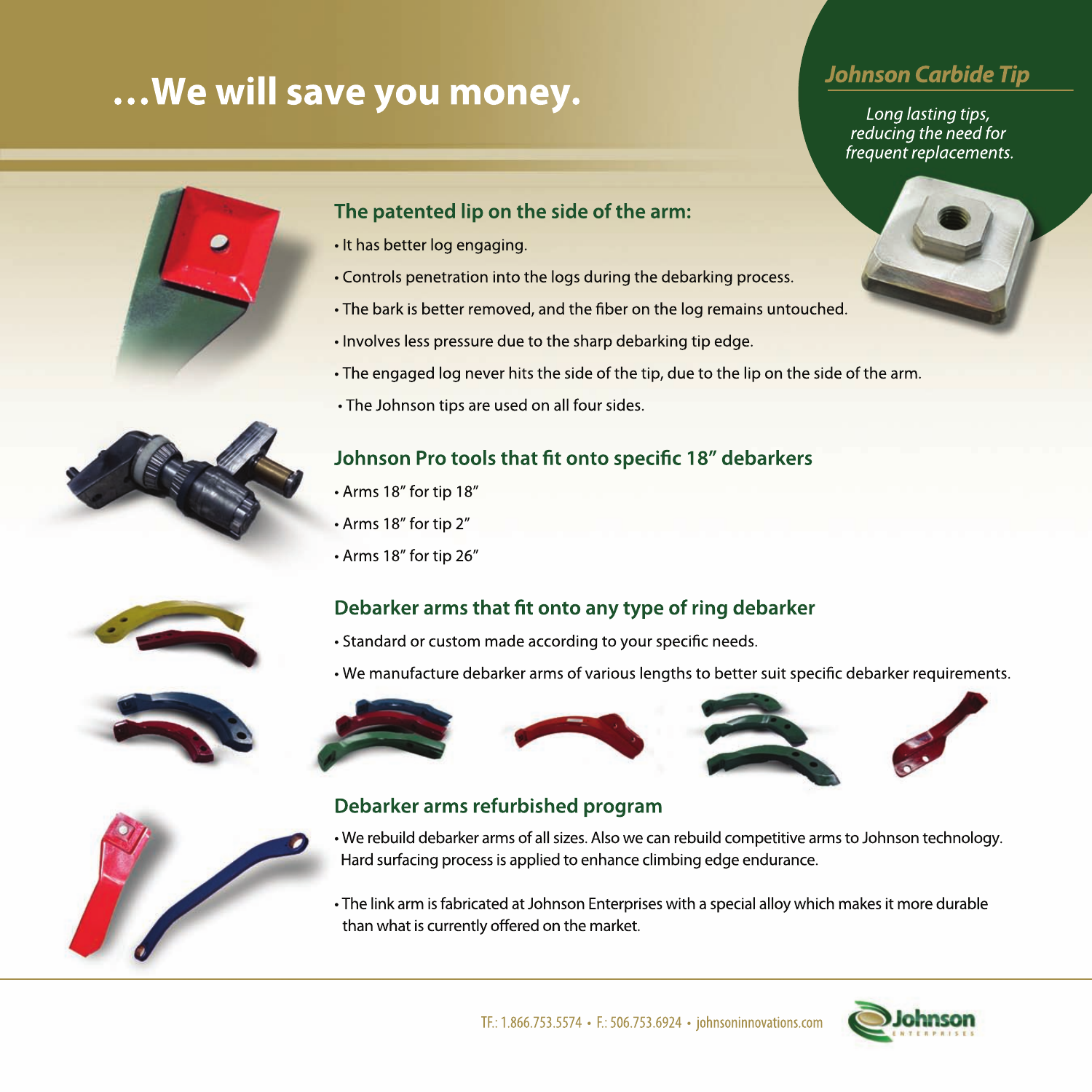# …We will save you money.

## *Johnson Carbide Tip*

*Long lasting tips, reducing the need for frequent replacements.*

### The patented lip on the side of the arm:

- It has better log engaging.
- Controls penetration into the logs during the debarking process.
- The bark is better removed, and the fiber on the log remains untouched.
- Involves less pressure due to the sharp debarking tip edge.
- The engaged log never hits the side of the tip, due to the lip on the side of the arm.
- The Johnson tips are used on all four sides.

### Johnson Pro tools that fit onto specific 18" debarkers

- Arms 18" for tip 18"
- Arms 18" for tip 2"
- Arms 18" for tip 26"

### Debarker arms that fit onto any type of ring debarker

- Standard or custom made according to your specific needs.
- We manufacture debarker arms of various lengths to better suit specific debarker requirements.

### Debarker arms refurbished program

- We rebuild debarker arms of all sizes. Also we can rebuild competitive arms to Johnson technology. Hard surfacing process is applied to enhance climbing edge endurance.
- The link arm is fabricated at Johnson Enterprises with a special alloy which makes it more durable than what is currently offered on the market.

TF.: 1.866.753.5574 • F.: 506.753.6924 • johnsoninnovations.com

Johnson ENTERPRISES